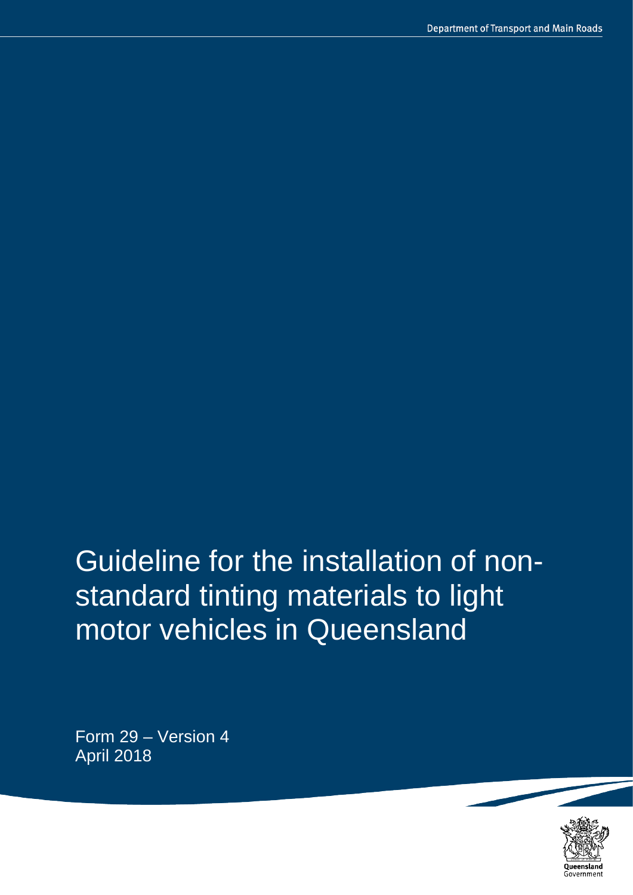Department of Transport and Main Roads

# Guideline for the installation of non-standard tinting materials to light motor vehicles in Queensland

Form 29 – Version 4

April 2018

Queensland Government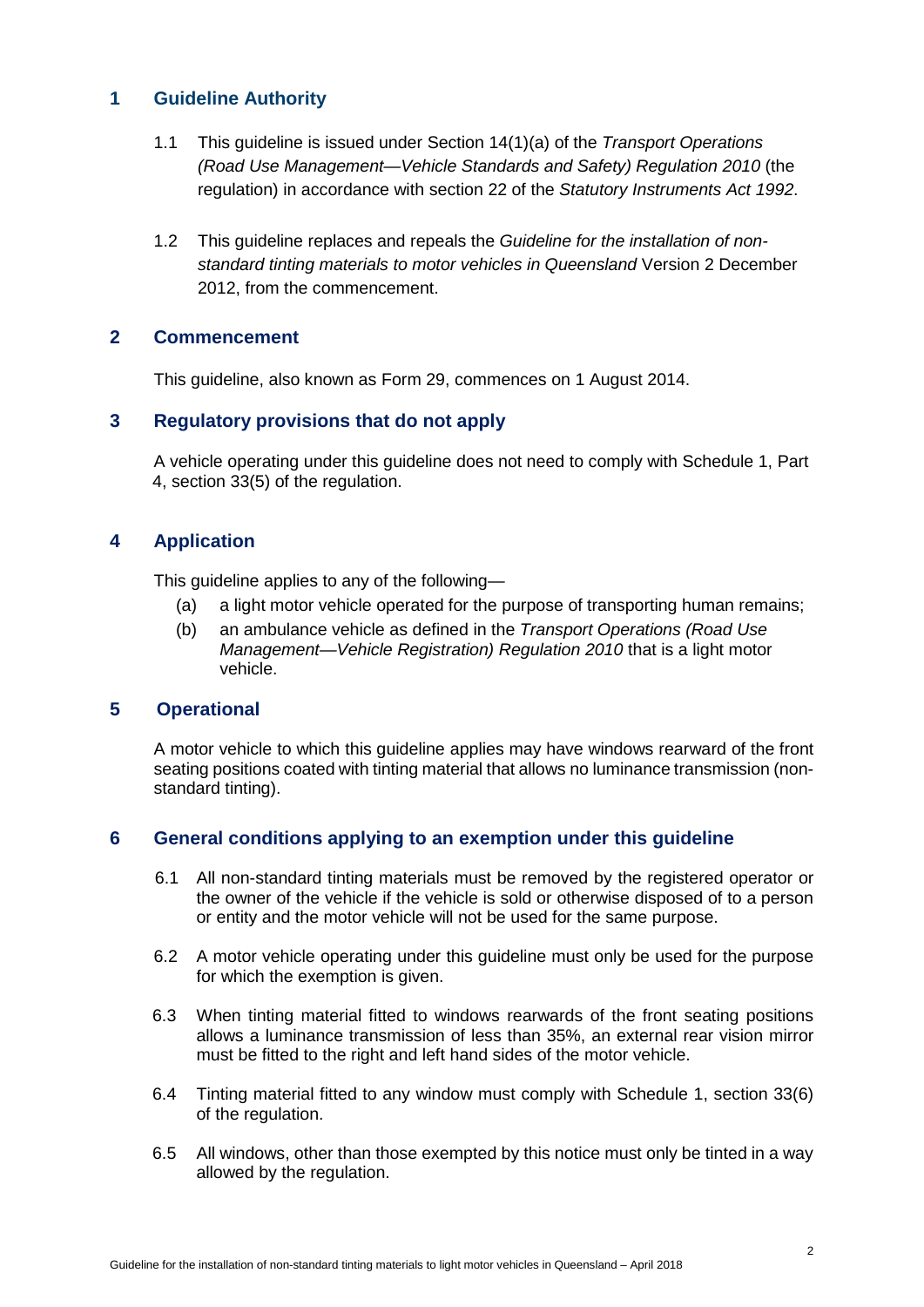## 1 Guideline Authority

1.1 This guideline is issued under Section 14(1)(a) of the *Transport Operations (Road Use Management—Vehicle Standards and Safety) Regulation 2010* (the regulation) in accordance with section 22 of the *Statutory Instruments Act 1992*.

1.2 This guideline replaces and repeals the *Guideline for the installation of non-standard tinting materials to motor vehicles in Queensland* Version 2 December 2012, from the commencement.

## 2 Commencement

This guideline, also known as Form 29, commences on 1 August 2014.

## 3 Regulatory provisions that do not apply

A vehicle operating under this guideline does not need to comply with Schedule 1, Part 4, section 33(5) of the regulation.

## 4 Application

This guideline applies to any of the following—

(a) a light motor vehicle operated for the purpose of transporting human remains;

(b) an ambulance vehicle as defined in the *Transport Operations (Road Use Management—Vehicle Registration) Regulation 2010* that is a light motor vehicle.

## 5 Operational

A motor vehicle to which this guideline applies may have windows rearward of the front seating positions coated with tinting material that allows no luminance transmission (non-standard tinting).

## 6 General conditions applying to an exemption under this guideline

6.1 All non-standard tinting materials must be removed by the registered operator or the owner of the vehicle if the vehicle is sold or otherwise disposed of to a person or entity and the motor vehicle will not be used for the same purpose.

6.2 A motor vehicle operating under this guideline must only be used for the purpose for which the exemption is given.

6.3 When tinting material fitted to windows rearwards of the front seating positions allows a luminance transmission of less than 35%, an external rear vision mirror must be fitted to the right and left hand sides of the motor vehicle.

6.4 Tinting material fitted to any window must comply with Schedule 1, section 33(6) of the regulation.

6.5 All windows, other than those exempted by this notice must only be tinted in a way allowed by the regulation.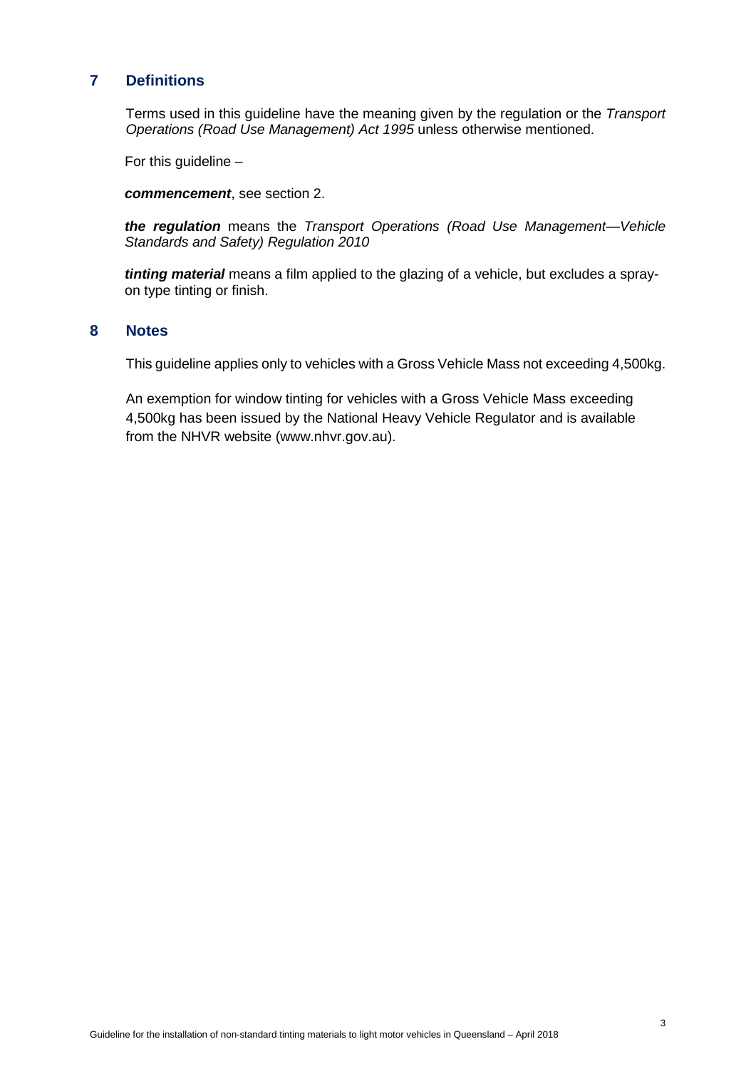## 7 Definitions

Terms used in this guideline have the meaning given by the regulation or the *Transport Operations (Road Use Management) Act 1995* unless otherwise mentioned.

For this guideline –

***commencement***, see section 2.

***the regulation*** means the *Transport Operations (Road Use Management—Vehicle Standards and Safety) Regulation 2010*

***tinting material*** means a film applied to the glazing of a vehicle, but excludes a spray-on type tinting or finish.

## 8 Notes

This guideline applies only to vehicles with a Gross Vehicle Mass not exceeding 4,500kg.

An exemption for window tinting for vehicles with a Gross Vehicle Mass exceeding 4,500kg has been issued by the National Heavy Vehicle Regulator and is available from the NHVR website (www.nhvr.gov.au).